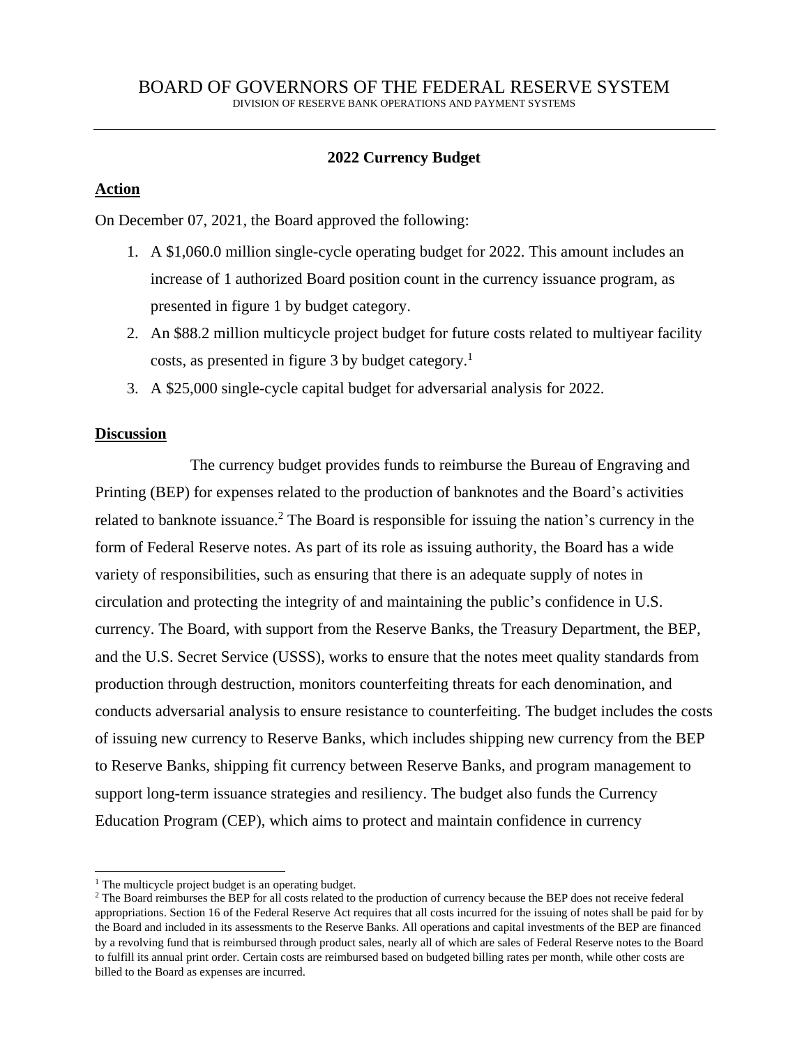# BOARD OF GOVERNORS OF THE FEDERAL RESERVE SYSTEM

DIVISION OF RESERVE BANK OPERATIONS AND PAYMENT SYSTEMS

---

## 2022 Currency Budget

### Action

On December 07, 2021, the Board approved the following:

1. A $1,060.0 million single-cycle operating budget for 2022. This amount includes an increase of 1 authorized Board position count in the currency issuance program, as presented in figure 1 by budget category.
2. An $88.2 million multicycle project budget for future costs related to multiyear facility costs, as presented in figure 3 by budget category.[1]
3. A $25,000 single-cycle capital budget for adversarial analysis for 2022.

### Discussion

The currency budget provides funds to reimburse the Bureau of Engraving and Printing (BEP) for expenses related to the production of banknotes and the Board's activities related to banknote issuance.[2] The Board is responsible for issuing the nation's currency in the form of Federal Reserve notes. As part of its role as issuing authority, the Board has a wide variety of responsibilities, such as ensuring that there is an adequate supply of notes in circulation and protecting the integrity of and maintaining the public's confidence in U.S. currency. The Board, with support from the Reserve Banks, the Treasury Department, the BEP, and the U.S. Secret Service (USSS), works to ensure that the notes meet quality standards from production through destruction, monitors counterfeiting threats for each denomination, and conducts adversarial analysis to ensure resistance to counterfeiting. The budget includes the costs of issuing new currency to Reserve Banks, which includes shipping new currency from the BEP to Reserve Banks, shipping fit currency between Reserve Banks, and program management to support long-term issuance strategies and resiliency. The budget also funds the Currency Education Program (CEP), which aims to protect and maintain confidence in currency

---

[1] The multicycle project budget is an operating budget.

[2] The Board reimburses the BEP for all costs related to the production of currency because the BEP does not receive federal appropriations. Section 16 of the Federal Reserve Act requires that all costs incurred for the issuing of notes shall be paid for by the Board and included in its assessments to the Reserve Banks. All operations and capital investments of the BEP are financed by a revolving fund that is reimbursed through product sales, nearly all of which are sales of Federal Reserve notes to the Board to fulfill its annual print order. Certain costs are reimbursed based on budgeted billing rates per month, while other costs are billed to the Board as expenses are incurred.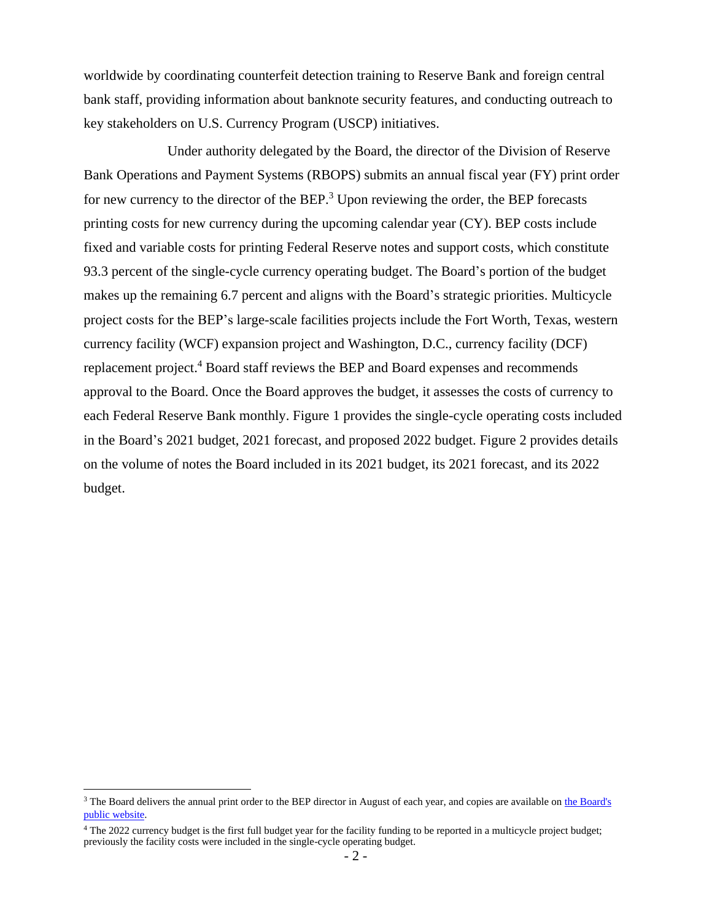worldwide by coordinating counterfeit detection training to Reserve Bank and foreign central bank staff, providing information about banknote security features, and conducting outreach to key stakeholders on U.S. Currency Program (USCP) initiatives.

Under authority delegated by the Board, the director of the Division of Reserve Bank Operations and Payment Systems (RBOPS) submits an annual fiscal year (FY) print order for new currency to the director of the BEP.[3] Upon reviewing the order, the BEP forecasts printing costs for new currency during the upcoming calendar year (CY). BEP costs include fixed and variable costs for printing Federal Reserve notes and support costs, which constitute 93.3 percent of the single-cycle currency operating budget. The Board's portion of the budget makes up the remaining 6.7 percent and aligns with the Board's strategic priorities. Multicycle project costs for the BEP's large-scale facilities projects include the Fort Worth, Texas, western currency facility (WCF) expansion project and Washington, D.C., currency facility (DCF) replacement project.[4] Board staff reviews the BEP and Board expenses and recommends approval to the Board. Once the Board approves the budget, it assesses the costs of currency to each Federal Reserve Bank monthly. Figure 1 provides the single-cycle operating costs included in the Board's 2021 budget, 2021 forecast, and proposed 2022 budget. Figure 2 provides details on the volume of notes the Board included in its 2021 budget, its 2021 forecast, and its 2022 budget.

---

[3] The Board delivers the annual print order to the BEP director in August of each year, and copies are available on [the Board's public website](#).

[4] The 2022 currency budget is the first full budget year for the facility funding to be reported in a multicycle project budget; previously the facility costs were included in the single-cycle operating budget.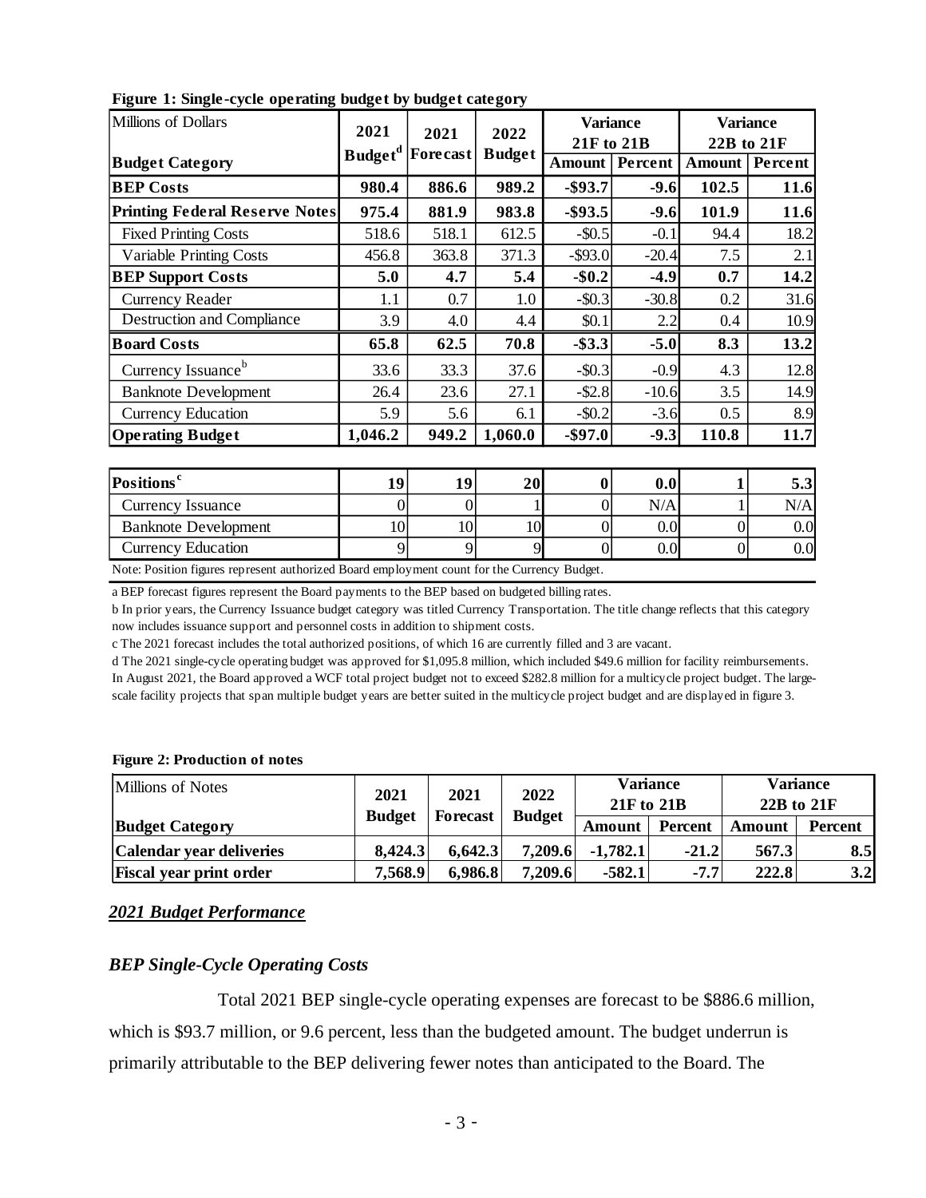**Figure 1: Single-cycle operating budget by budget category**

| Millions of Dollars | 2021 | 2021 | 2022 | Variance 21F to 21B | | Variance 22B to 21F | |
|---|---|---|---|---|---|---|---|
| **Budget Category** | **Budget[d]** | **Forecast** | **Budget** | **Amount** | **Percent** | **Amount** | **Percent** |
| **BEP Costs** | **980.4** | **886.6** | **989.2** | **-$93.7** | **-9.6** | **102.5** | **11.6** |
| **Printing Federal Reserve Notes** | **975.4** | **881.9** | **983.8** | **-$93.5** | **-9.6** | **101.9** | **11.6** |
| Fixed Printing Costs | 518.6 | 518.1 | 612.5 | -$0.5 | -0.1 | 94.4 | 18.2 |
| Variable Printing Costs | 456.8 | 363.8 | 371.3 | -$93.0 | -20.4 | 7.5 | 2.1 |
| **BEP Support Costs** | **5.0** | **4.7** | **5.4** | **-$0.2** | **-4.9** | **0.7** | **14.2** |
| Currency Reader | 1.1 | 0.7 | 1.0 | -$0.3 | -30.8 | 0.2 | 31.6 |
| Destruction and Compliance | 3.9 | 4.0 | 4.4 | $0.1 | 2.2 | 0.4 | 10.9 |
| **Board Costs** | **65.8** | **62.5** | **70.8** | **-$3.3** | **-5.0** | **8.3** | **13.2** |
| Currency Issuance[b] | 33.6 | 33.3 | 37.6 | -$0.3 | -0.9 | 4.3 | 12.8 |
| Banknote Development | 26.4 | 23.6 | 27.1 | -$2.8 | -10.6 | 3.5 | 14.9 |
| Currency Education | 5.9 | 5.6 | 6.1 | -$0.2 | -3.6 | 0.5 | 8.9 |
| **Operating Budget** | **1,046.2** | **949.2** | **1,060.0** | **-$97.0** | **-9.3** | **110.8** | **11.7** |
| | | | | | | | |
| **Positions[c]** | **19** | **19** | **20** | **0** | **0.0** | **1** | **5.3** |
| Currency Issuance | 0 | 0 | 1 | 0 | N/A | 1 | N/A |
| Banknote Development | 10 | 10 | 10 | 0 | 0.0 | 0 | 0.0 |
| Currency Education | 9 | 9 | 9 | 0 | 0.0 | 0 | 0.0 |

Note: Position figures represent authorized Board employment count for the Currency Budget.

a BEP forecast figures represent the Board payments to the BEP based on budgeted billing rates.

b In prior years, the Currency Issuance budget category was titled Currency Transportation. The title change reflects that this category now includes issuance support and personnel costs in addition to shipment costs.

c The 2021 forecast includes the total authorized positions, of which 16 are currently filled and 3 are vacant.

d The 2021 single-cycle operating budget was approved for $1,095.8 million, which included $49.6 million for facility reimbursements. In August 2021, the Board approved a WCF total project budget not to exceed $282.8 million for a multicycle project budget. The large-scale facility projects that span multiple budget years are better suited in the multicycle project budget and are displayed in figure 3.

**Figure 2: Production of notes**

| Millions of Notes | 2021 | 2021 | 2022 | Variance 21F to 21B | | Variance 22B to 21F | |
|---|---|---|---|---|---|---|---|
| **Budget Category** | **Budget** | **Forecast** | **Budget** | **Amount** | **Percent** | **Amount** | **Percent** |
| **Calendar year deliveries** | **8,424.3** | **6,642.3** | **7,209.6** | **-1,782.1** | **-21.2** | **567.3** | **8.5** |
| **Fiscal year print order** | **7,568.9** | **6,986.8** | **7,209.6** | **-582.1** | **-7.7** | **222.8** | **3.2** |

## *2021 Budget Performance*

### *BEP Single-Cycle Operating Costs*

Total 2021 BEP single-cycle operating expenses are forecast to be $886.6 million, which is $93.7 million, or 9.6 percent, less than the budgeted amount. The budget underrun is primarily attributable to the BEP delivering fewer notes than anticipated to the Board. The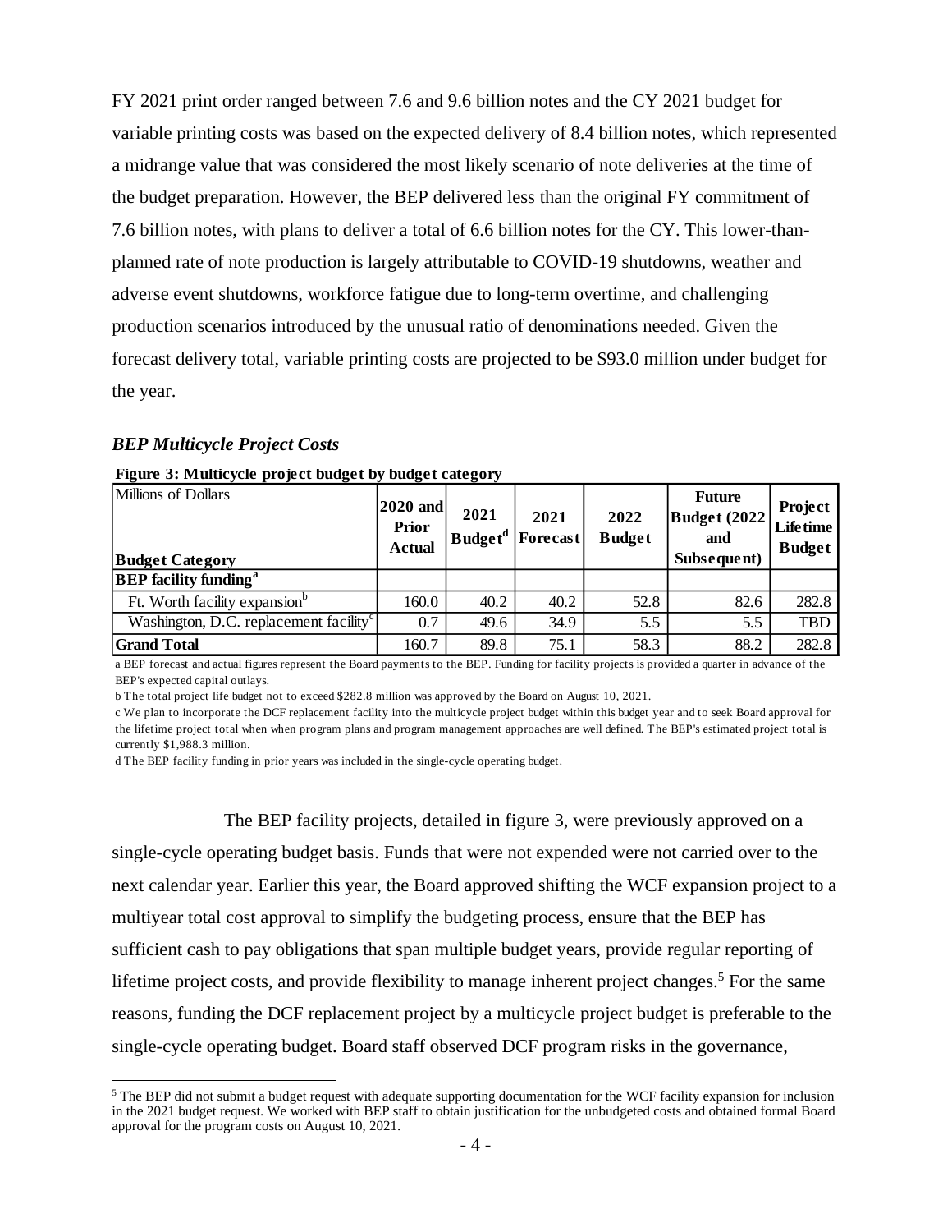FY 2021 print order ranged between 7.6 and 9.6 billion notes and the CY 2021 budget for variable printing costs was based on the expected delivery of 8.4 billion notes, which represented a midrange value that was considered the most likely scenario of note deliveries at the time of the budget preparation. However, the BEP delivered less than the original FY commitment of 7.6 billion notes, with plans to deliver a total of 6.6 billion notes for the CY. This lower-than-planned rate of note production is largely attributable to COVID-19 shutdowns, weather and adverse event shutdowns, workforce fatigue due to long-term overtime, and challenging production scenarios introduced by the unusual ratio of denominations needed. Given the forecast delivery total, variable printing costs are projected to be $93.0 million under budget for the year.

### *BEP Multicycle Project Costs*

**Figure 3: Multicycle project budget by budget category**

| Millions of Dollars<br>**Budget Category** | **2020 and Prior Actual** | **2021 Budget[d]** | **2021 Forecast** | **2022 Budget** | **Future Budget (2022 and Subsequent)** | **Project Lifetime Budget** |
|---|---|---|---|---|---|---|
| **BEP facility funding[a]** | | | | | | |
| Ft. Worth facility expansion[b] | 160.0 | 40.2 | 40.2 | 52.8 | 82.6 | 282.8 |
| Washington, D.C. replacement facility[c] | 0.7 | 49.6 | 34.9 | 5.5 | 5.5 | TBD |
| **Grand Total** | 160.7 | 89.8 | 75.1 | 58.3 | 88.2 | 282.8 |

a BEP forecast and actual figures represent the Board payments to the BEP. Funding for facility projects is provided a quarter in advance of the BEP's expected capital outlays.

b The total project life budget not to exceed $282.8 million was approved by the Board on August 10, 2021.

c We plan to incorporate the DCF replacement facility into the multicycle project budget within this budget year and to seek Board approval for the lifetime project total when when program plans and program management approaches are well defined. The BEP's estimated project total is currently $1,988.3 million.

d The BEP facility funding in prior years was included in the single-cycle operating budget.

The BEP facility projects, detailed in figure 3, were previously approved on a single-cycle operating budget basis. Funds that were not expended were not carried over to the next calendar year. Earlier this year, the Board approved shifting the WCF expansion project to a multiyear total cost approval to simplify the budgeting process, ensure that the BEP has sufficient cash to pay obligations that span multiple budget years, provide regular reporting of lifetime project costs, and provide flexibility to manage inherent project changes.[5] For the same reasons, funding the DCF replacement project by a multicycle project budget is preferable to the single-cycle operating budget. Board staff observed DCF program risks in the governance,

[5] The BEP did not submit a budget request with adequate supporting documentation for the WCF facility expansion for inclusion in the 2021 budget request. We worked with BEP staff to obtain justification for the unbudgeted costs and obtained formal Board approval for the program costs on August 10, 2021.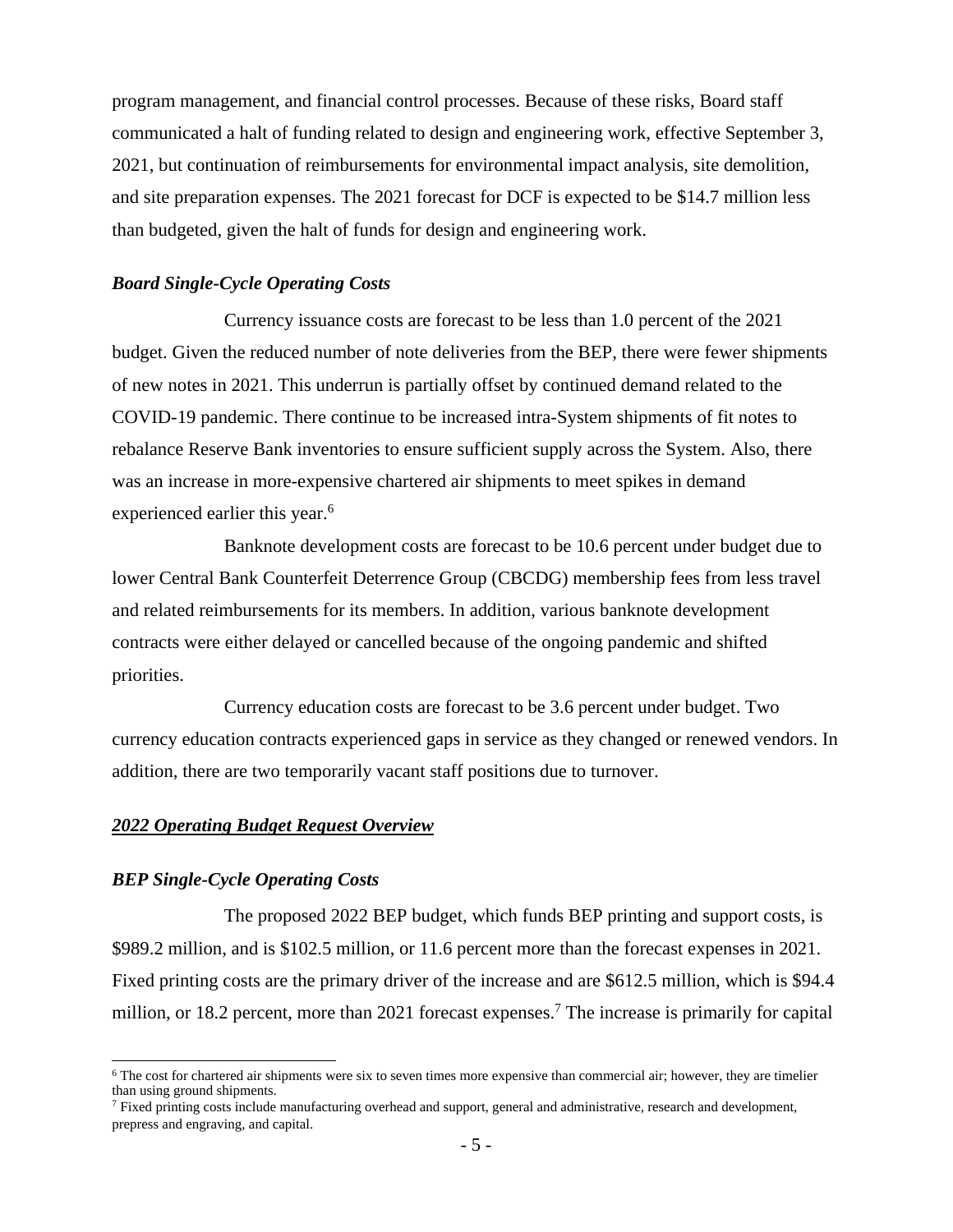program management, and financial control processes. Because of these risks, Board staff communicated a halt of funding related to design and engineering work, effective September 3, 2021, but continuation of reimbursements for environmental impact analysis, site demolition, and site preparation expenses. The 2021 forecast for DCF is expected to be $14.7 million less than budgeted, given the halt of funds for design and engineering work.

***Board Single-Cycle Operating Costs***

Currency issuance costs are forecast to be less than 1.0 percent of the 2021 budget. Given the reduced number of note deliveries from the BEP, there were fewer shipments of new notes in 2021. This underrun is partially offset by continued demand related to the COVID-19 pandemic. There continue to be increased intra-System shipments of fit notes to rebalance Reserve Bank inventories to ensure sufficient supply across the System. Also, there was an increase in more-expensive chartered air shipments to meet spikes in demand experienced earlier this year.[6]

Banknote development costs are forecast to be 10.6 percent under budget due to lower Central Bank Counterfeit Deterrence Group (CBCDG) membership fees from less travel and related reimbursements for its members. In addition, various banknote development contracts were either delayed or cancelled because of the ongoing pandemic and shifted priorities.

Currency education costs are forecast to be 3.6 percent under budget. Two currency education contracts experienced gaps in service as they changed or renewed vendors. In addition, there are two temporarily vacant staff positions due to turnover.

## ***2022 Operating Budget Request Overview***

***BEP Single-Cycle Operating Costs***

The proposed 2022 BEP budget, which funds BEP printing and support costs, is $989.2 million, and is $102.5 million, or 11.6 percent more than the forecast expenses in 2021. Fixed printing costs are the primary driver of the increase and are $612.5 million, which is $94.4 million, or 18.2 percent, more than 2021 forecast expenses.[7] The increase is primarily for capital

---

[6] The cost for chartered air shipments were six to seven times more expensive than commercial air; however, they are timelier than using ground shipments.

[7] Fixed printing costs include manufacturing overhead and support, general and administrative, research and development, prepress and engraving, and capital.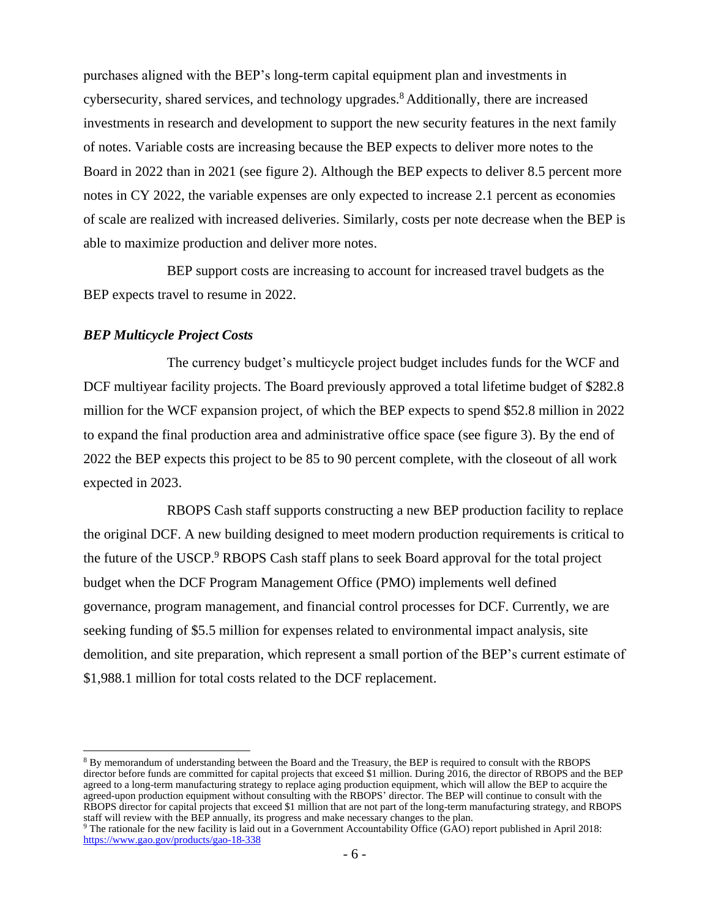purchases aligned with the BEP's long-term capital equipment plan and investments in cybersecurity, shared services, and technology upgrades.[8] Additionally, there are increased investments in research and development to support the new security features in the next family of notes. Variable costs are increasing because the BEP expects to deliver more notes to the Board in 2022 than in 2021 (see figure 2). Although the BEP expects to deliver 8.5 percent more notes in CY 2022, the variable expenses are only expected to increase 2.1 percent as economies of scale are realized with increased deliveries. Similarly, costs per note decrease when the BEP is able to maximize production and deliver more notes.

BEP support costs are increasing to account for increased travel budgets as the BEP expects travel to resume in 2022.

***BEP Multicycle Project Costs***

The currency budget's multicycle project budget includes funds for the WCF and DCF multiyear facility projects. The Board previously approved a total lifetime budget of $282.8 million for the WCF expansion project, of which the BEP expects to spend $52.8 million in 2022 to expand the final production area and administrative office space (see figure 3). By the end of 2022 the BEP expects this project to be 85 to 90 percent complete, with the closeout of all work expected in 2023.

RBOPS Cash staff supports constructing a new BEP production facility to replace the original DCF. A new building designed to meet modern production requirements is critical to the future of the USCP.[9] RBOPS Cash staff plans to seek Board approval for the total project budget when the DCF Program Management Office (PMO) implements well defined governance, program management, and financial control processes for DCF. Currently, we are seeking funding of $5.5 million for expenses related to environmental impact analysis, site demolition, and site preparation, which represent a small portion of the BEP's current estimate of $1,988.1 million for total costs related to the DCF replacement.

---

[8] By memorandum of understanding between the Board and the Treasury, the BEP is required to consult with the RBOPS director before funds are committed for capital projects that exceed $1 million. During 2016, the director of RBOPS and the BEP agreed to a long-term manufacturing strategy to replace aging production equipment, which will allow the BEP to acquire the agreed-upon production equipment without consulting with the RBOPS' director. The BEP will continue to consult with the RBOPS director for capital projects that exceed $1 million that are not part of the long-term manufacturing strategy, and RBOPS staff will review with the BEP annually, its progress and make necessary changes to the plan.

[9] The rationale for the new facility is laid out in a Government Accountability Office (GAO) report published in April 2018: https://www.gao.gov/products/gao-18-338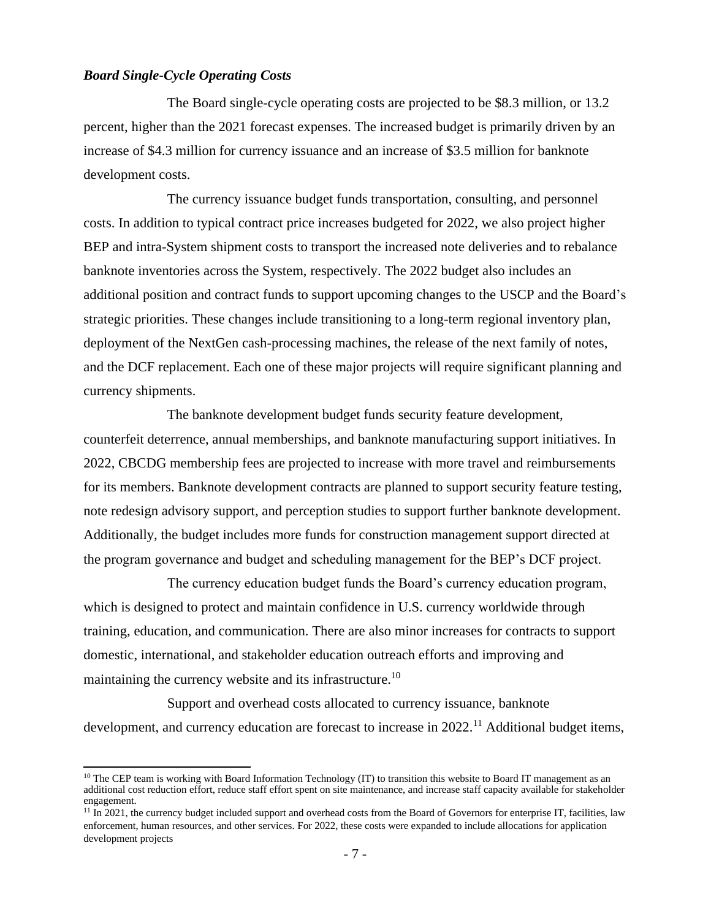### *Board Single-Cycle Operating Costs*

The Board single-cycle operating costs are projected to be $8.3 million, or 13.2 percent, higher than the 2021 forecast expenses. The increased budget is primarily driven by an increase of $4.3 million for currency issuance and an increase of $3.5 million for banknote development costs.

The currency issuance budget funds transportation, consulting, and personnel costs. In addition to typical contract price increases budgeted for 2022, we also project higher BEP and intra-System shipment costs to transport the increased note deliveries and to rebalance banknote inventories across the System, respectively. The 2022 budget also includes an additional position and contract funds to support upcoming changes to the USCP and the Board's strategic priorities. These changes include transitioning to a long-term regional inventory plan, deployment of the NextGen cash-processing machines, the release of the next family of notes, and the DCF replacement. Each one of these major projects will require significant planning and currency shipments.

The banknote development budget funds security feature development, counterfeit deterrence, annual memberships, and banknote manufacturing support initiatives. In 2022, CBCDG membership fees are projected to increase with more travel and reimbursements for its members. Banknote development contracts are planned to support security feature testing, note redesign advisory support, and perception studies to support further banknote development. Additionally, the budget includes more funds for construction management support directed at the program governance and budget and scheduling management for the BEP's DCF project.

The currency education budget funds the Board's currency education program, which is designed to protect and maintain confidence in U.S. currency worldwide through training, education, and communication. There are also minor increases for contracts to support domestic, international, and stakeholder education outreach efforts and improving and maintaining the currency website and its infrastructure.[10]

Support and overhead costs allocated to currency issuance, banknote development, and currency education are forecast to increase in 2022.[11] Additional budget items,

---

[10] The CEP team is working with Board Information Technology (IT) to transition this website to Board IT management as an additional cost reduction effort, reduce staff effort spent on site maintenance, and increase staff capacity available for stakeholder engagement.

[11] In 2021, the currency budget included support and overhead costs from the Board of Governors for enterprise IT, facilities, law enforcement, human resources, and other services. For 2022, these costs were expanded to include allocations for application development projects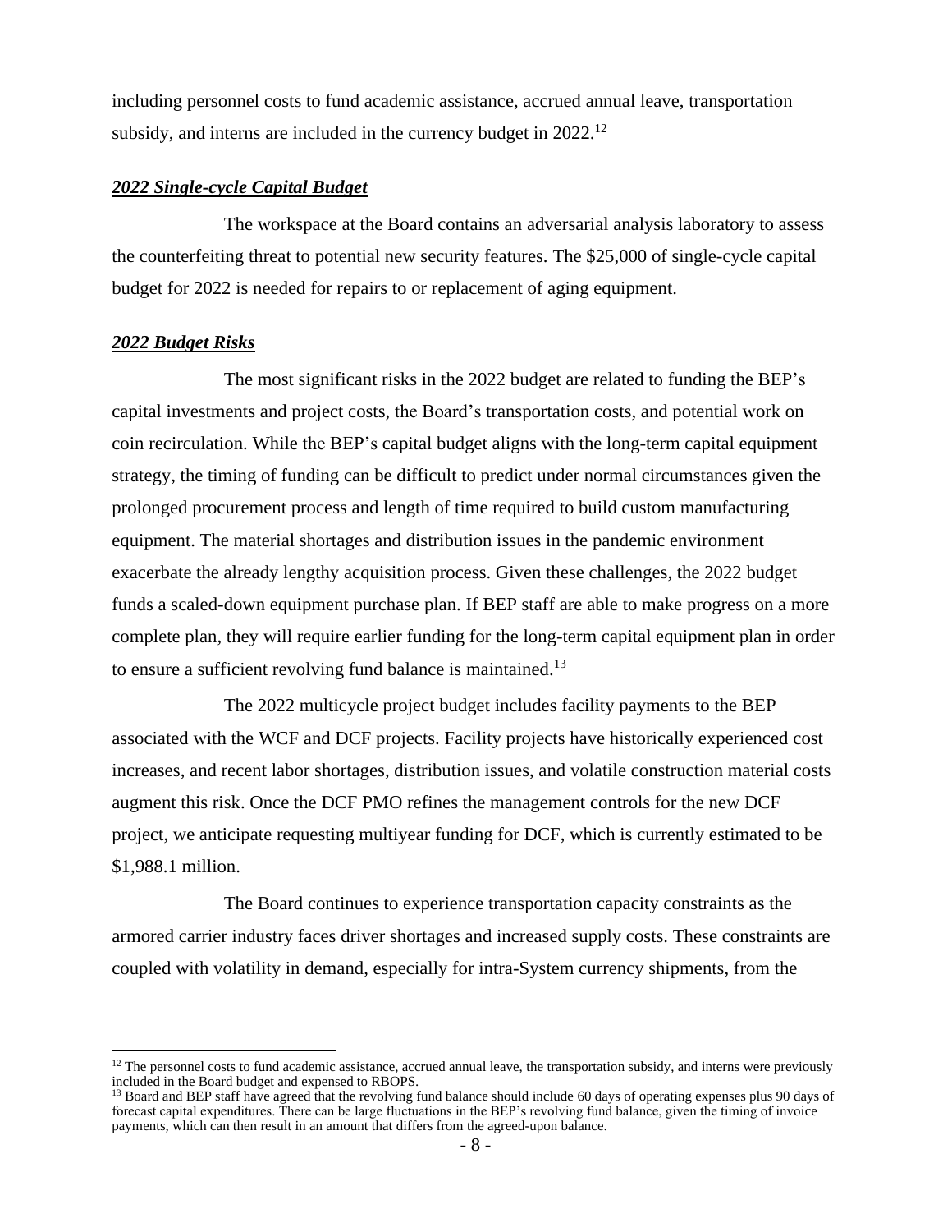including personnel costs to fund academic assistance, accrued annual leave, transportation subsidy, and interns are included in the currency budget in 2022.[12]

***2022 Single-cycle Capital Budget***

The workspace at the Board contains an adversarial analysis laboratory to assess the counterfeiting threat to potential new security features. The $25,000 of single-cycle capital budget for 2022 is needed for repairs to or replacement of aging equipment.

***2022 Budget Risks***

The most significant risks in the 2022 budget are related to funding the BEP's capital investments and project costs, the Board's transportation costs, and potential work on coin recirculation. While the BEP's capital budget aligns with the long-term capital equipment strategy, the timing of funding can be difficult to predict under normal circumstances given the prolonged procurement process and length of time required to build custom manufacturing equipment. The material shortages and distribution issues in the pandemic environment exacerbate the already lengthy acquisition process. Given these challenges, the 2022 budget funds a scaled-down equipment purchase plan. If BEP staff are able to make progress on a more complete plan, they will require earlier funding for the long-term capital equipment plan in order to ensure a sufficient revolving fund balance is maintained.[13]

The 2022 multicycle project budget includes facility payments to the BEP associated with the WCF and DCF projects. Facility projects have historically experienced cost increases, and recent labor shortages, distribution issues, and volatile construction material costs augment this risk. Once the DCF PMO refines the management controls for the new DCF project, we anticipate requesting multiyear funding for DCF, which is currently estimated to be $1,988.1 million.

The Board continues to experience transportation capacity constraints as the armored carrier industry faces driver shortages and increased supply costs. These constraints are coupled with volatility in demand, especially for intra-System currency shipments, from the

---

[12] The personnel costs to fund academic assistance, accrued annual leave, the transportation subsidy, and interns were previously included in the Board budget and expensed to RBOPS.

[13] Board and BEP staff have agreed that the revolving fund balance should include 60 days of operating expenses plus 90 days of forecast capital expenditures. There can be large fluctuations in the BEP's revolving fund balance, given the timing of invoice payments, which can then result in an amount that differs from the agreed-upon balance.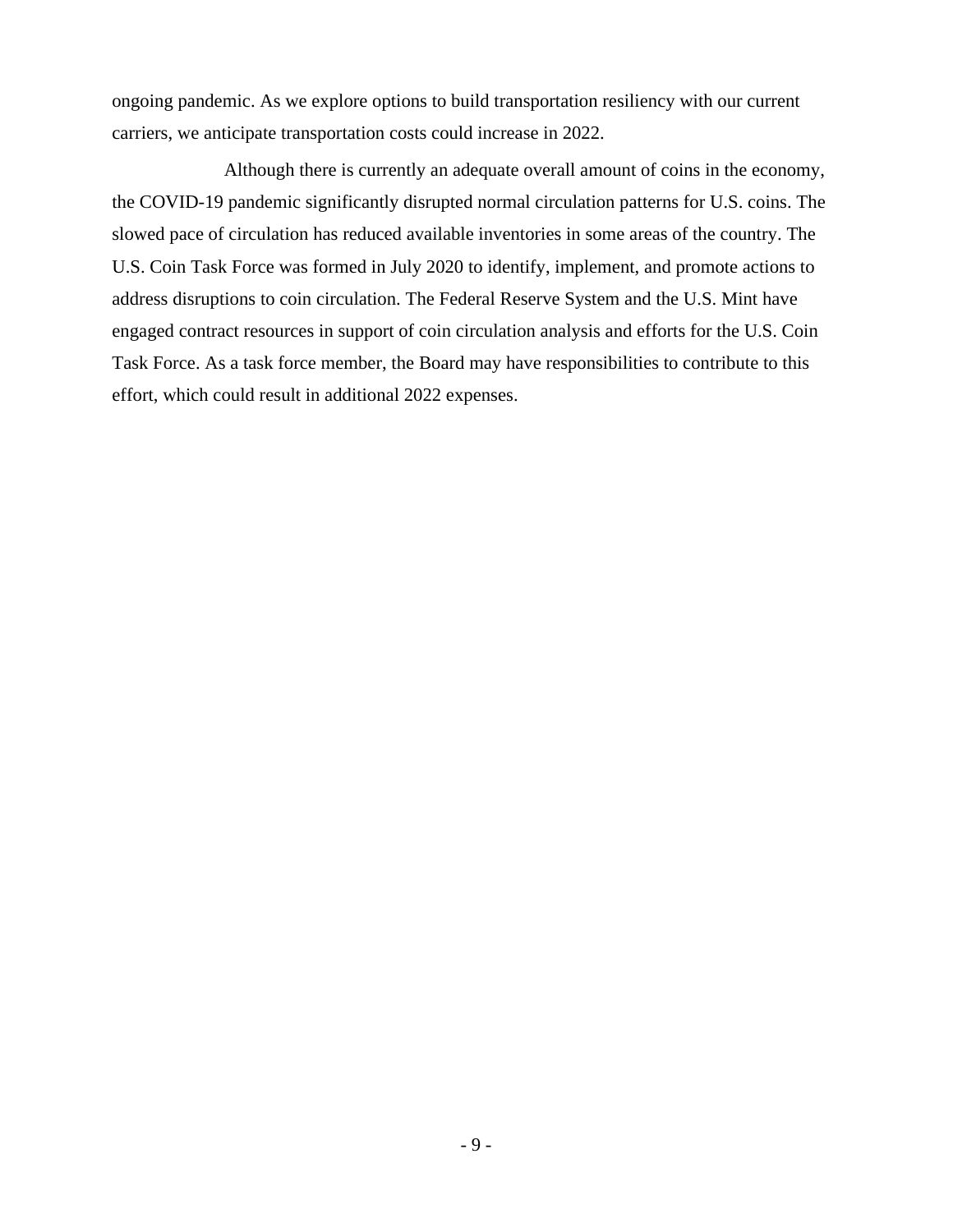ongoing pandemic. As we explore options to build transportation resiliency with our current carriers, we anticipate transportation costs could increase in 2022.

Although there is currently an adequate overall amount of coins in the economy, the COVID-19 pandemic significantly disrupted normal circulation patterns for U.S. coins. The slowed pace of circulation has reduced available inventories in some areas of the country. The U.S. Coin Task Force was formed in July 2020 to identify, implement, and promote actions to address disruptions to coin circulation. The Federal Reserve System and the U.S. Mint have engaged contract resources in support of coin circulation analysis and efforts for the U.S. Coin Task Force. As a task force member, the Board may have responsibilities to contribute to this effort, which could result in additional 2022 expenses.